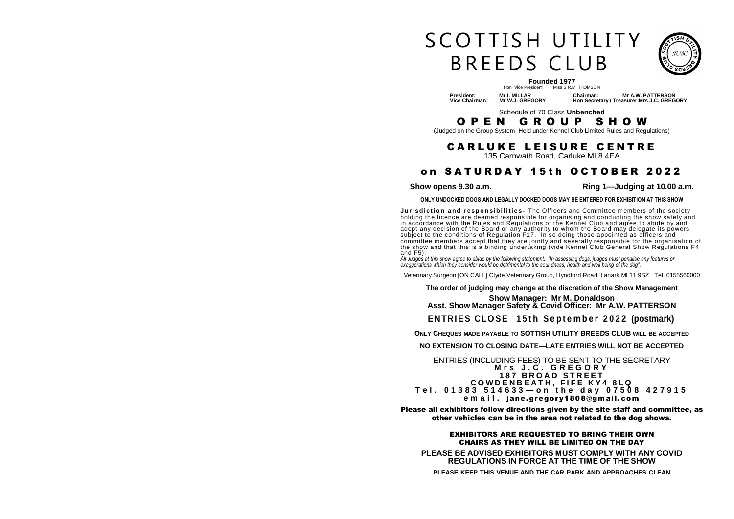# SCOTTISH UTILITY BREEDS CLUB

**Founded 1977**

Hon. Vice President Miss S.R.M. THOMSON

| | | | |
|---|---|---|---|
| **President:** | **Mr I. MILLAR** | **Chairman:** | **Mr A.W. PATTERSON** |
| **Vice Chairman:** | **Mr W.J. GREGORY** | **Hon Secretary / Treasurer:** | **Mrs J.C. GREGORY** |

Schedule of 70 Class **Unbenched**

## OPEN GROUP SHOW

(Judged on the Group System Held under Kennel Club Limited Rules and Regulations)

## CARLUKE LEISURE CENTRE

135 Carnwath Road, Carluke ML8 4EA

## on SATURDAY 15th OCTOBER 2022

**Show opens 9.30 a.m.** **Ring 1—Judging at 10.00 a.m.**

**ONLY UNDOCKED DOGS AND LEGALLY DOCKED DOGS MAY BE ENTERED FOR EXHIBITION AT THIS SHOW**

**Jurisdiction and responsibilities-** The Officers and Committee members of the society holding the licence are deemed responsible for organising and conducting the show safely and in accordance with the Rules and Regulations of the Kennel Club and agree to abide by and adopt any decision of the Board or any authority to whom the Board may delegate its powers subject to the conditions of Regulation F17. In so doing those appointed as officers and committee members accept that they are jointly and severally responsible for the organisation of the show and that this is a binding undertaking (vide Kennel Club General Show Regulations F4 and F5).

*All Judges at this show agree to abide by the following statement: "In assessing dogs, judges must penalise any features or exaggerations which they consider would be detrimental to the soundness, health and well being of the dog".*

Veterinary Surgeon:[ON CALL] Clyde Veterinary Group, Hyndford Road, Lanark ML11 9SZ. Tel. 0155560000

**The order of judging may change at the discretion of the Show Management**

**Show Manager: Mr M. Donaldson**
**Asst. Show Manager Safety & Covid Officer: Mr A.W. PATTERSON**

**ENTRIES CLOSE 15th September 2022 (postmark)**

**ONLY CHEQUES MADE PAYABLE TO SOTTISH UTILITY BREEDS CLUB WILL BE ACCEPTED**

**NO EXTENSION TO CLOSING DATE—LATE ENTRIES WILL NOT BE ACCEPTED**

ENTRIES (INCLUDING FEES) TO BE SENT TO THE SECRETARY
**Mrs J.C. GREGORY**
**187 BROAD STREET**
**COWDENBEATH, FIFE KY4 8LQ**
**Tel. 01383 514633—on the day 07508 427915**
**email. jane.gregory1808@gmail.com**

**Please all exhibitors follow directions given by the site staff and committee, as other vehicles can be in the area not related to the dog shows.**

**EXHIBITORS ARE REQUESTED TO BRING THEIR OWN CHAIRS AS THEY WILL BE LIMITED ON THE DAY**

**PLEASE BE ADVISED EXHIBITORS MUST COMPLY WITH ANY COVID REGULATIONS IN FORCE AT THE TIME OF THE SHOW**

**PLEASE KEEP THIS VENUE AND THE CAR PARK AND APPROACHES CLEAN**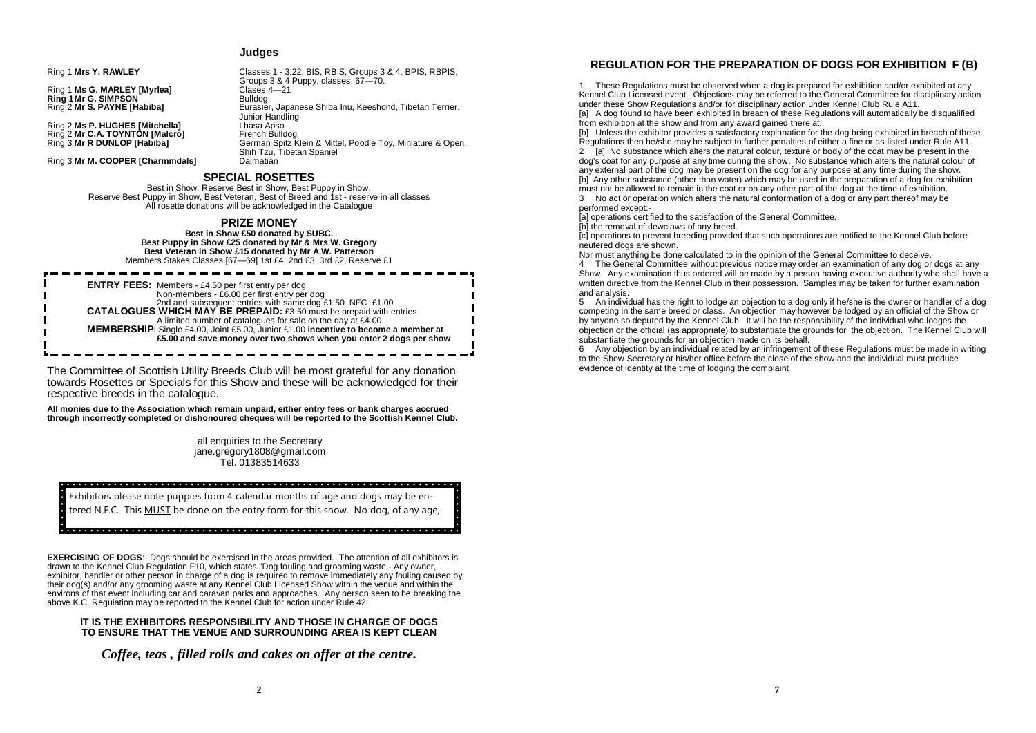## Judges

| | |
|---|---|
| Ring 1 **Mrs Y. RAWLEY** | Classes 1 - 3,22, BIS, RBIS, Groups 3 & 4, BPIS, RBPIS, Groups 3 & 4 Puppy, classes, 67—70. |
| Ring 1 **Ms G. MARLEY [Myrlea]** | Clases 4—21 |
| **Ring 1 Mr G. SIMPSON** | Bulldog |
| Ring 2 **Mr S. PAYNE [Habiba]** | Eurasier, Japanese Shiba Inu, Keeshond, Tibetan Terrier. Junior Handling |
| Ring 2 **Ms P. HUGHES [Mitchella]** | Lhasa Apso |
| Ring 2 **Mr C.A. TOYNTON [Malcro]** | French Bulldog |
| Ring 3 **Mr R DUNLOP [Habiba]** | German Spitz Klein & Mittel, Poodle Toy, Miniature & Open, Shih Tzu, Tibetan Spaniel |
| Ring 3 **Mr M. COOPER [Charmmdals]** | Dalmatian |

## SPECIAL ROSETTES

Best in Show, Reserve Best in Show, Best Puppy in Show,
Reserve Best Puppy in Show, Best Veteran, Best of Breed and 1st - reserve in all classes
All rosette donations will be acknowledged in the Catalogue

## PRIZE MONEY

**Best in Show £50 donated by SUBC.**
**Best Puppy in Show £25 donated by Mr & Mrs W. Gregory**
**Best Veteran in Show £15 donated by Mr A.W. Patterson**
Members Stakes Classes [67—69] 1st £4, 2nd £3, 3rd £2, Reserve £1

**ENTRY FEES:** Members - £4.50 per first entry per dog
Non-members - £6.00 per first entry per dog
2nd and subsequent entries with same dog £1.50 NFC £1.00
**CATALOGUES WHICH MAY BE PREPAID:** £3.50 must be prepaid with entries
A limited number of catalogues for sale on the day at £4.00 .
**MEMBERSHIP**: Single £4.00, Joint £5.00, Junior £1.00 **incentive to become a member at £5.00 and save money over two shows when you enter 2 dogs per show**

The Committee of Scottish Utility Breeds Club will be most grateful for any donation towards Rosettes or Specials for this Show and these will be acknowledged for their respective breeds in the catalogue.

**All monies due to the Association which remain unpaid, either entry fees or bank charges accrued through incorrectly completed or dishonoured cheques will be reported to the Scottish Kennel Club.**

all enquiries to the Secretary
jane.gregory1808@gmail.com
Tel. 01383514633

Exhibitors please note puppies from 4 calendar months of age and dogs may be entered N.F.C. This MUST be done on the entry form for this show. No dog, of any age,

**EXERCISING OF DOGS**:- Dogs should be exercised in the areas provided. The attention of all exhibitors is drawn to the Kennel Club Regulation F10, which states "Dog fouling and grooming waste - Any owner, exhibitor, handler or other person in charge of a dog is required to remove immediately any fouling caused by their dog(s) and/or any grooming waste at any Kennel Club Licensed Show within the venue and within the environs of that event including car and caravan parks and approaches. Any person seen to be breaking the above K.C. Regulation may be reported to the Kennel Club for action under Rule 42.

**IT IS THE EXHIBITORS RESPONSIBILITY AND THOSE IN CHARGE OF DOGS TO ENSURE THAT THE VENUE AND SURROUNDING AREA IS KEPT CLEAN**

***Coffee, teas , filled rolls and cakes on offer at the centre.***

## REGULATION FOR THE PREPARATION OF DOGS FOR EXHIBITION F (B)

1 These Regulations must be observed when a dog is prepared for exhibition and/or exhibited at any Kennel Club Licensed event. Objections may be referred to the General Committee for disciplinary action under these Show Regulations and/or for disciplinary action under Kennel Club Rule A11.
[a] A dog found to have been exhibited in breach of these Regulations will automatically be disqualified from exhibition at the show and from any award gained there at.
[b] Unless the exhibitor provides a satisfactory explanation for the dog being exhibited in breach of these Regulations then he/she may be subject to further penalties of either a fine or as listed under Rule A11.
2 [a] No substance which alters the natural colour, texture or body of the coat may be present in the dog's coat for any purpose at any time during the show. No substance which alters the natural colour of any external part of the dog may be present on the dog for any purpose at any time during the show.
[b] Any other substance (other than water) which may be used in the preparation of a dog for exhibition must not be allowed to remain in the coat or on any other part of the dog at the time of exhibition.
3 No act or operation which alters the natural conformation of a dog or any part thereof may be performed except:-
[a] operations certified to the satisfaction of the General Committee.
[b] the removal of dewclaws of any breed.
[c] operations to prevent breeding provided that such operations are notified to the Kennel Club before neutered dogs are shown.
Nor must anything be done calculated to in the opinion of the General Committee to deceive.
4 The General Committee without previous notice may order an examination of any dog or dogs at any Show. Any examination thus ordered will be made by a person having executive authority who shall have a written directive from the Kennel Club in their possession. Samples may be taken for further examination and analysis.
5 An individual has the right to lodge an objection to a dog only if he/she is the owner or handler of a dog competing in the same breed or class. An objection may however be lodged by an official of the Show or by anyone so deputed by the Kennel Club. It will be the responsibility of the individual who lodges the objection or the official (as appropriate) to substantiate the grounds for the objection. The Kennel Club will substantiate the grounds for an objection made on its behalf.
6 Any objection by an individual related by an infringement of these Regulations must be made in writing to the Show Secretary at his/her office before the close of the show and the individual must produce evidence of identity at the time of lodging the complaint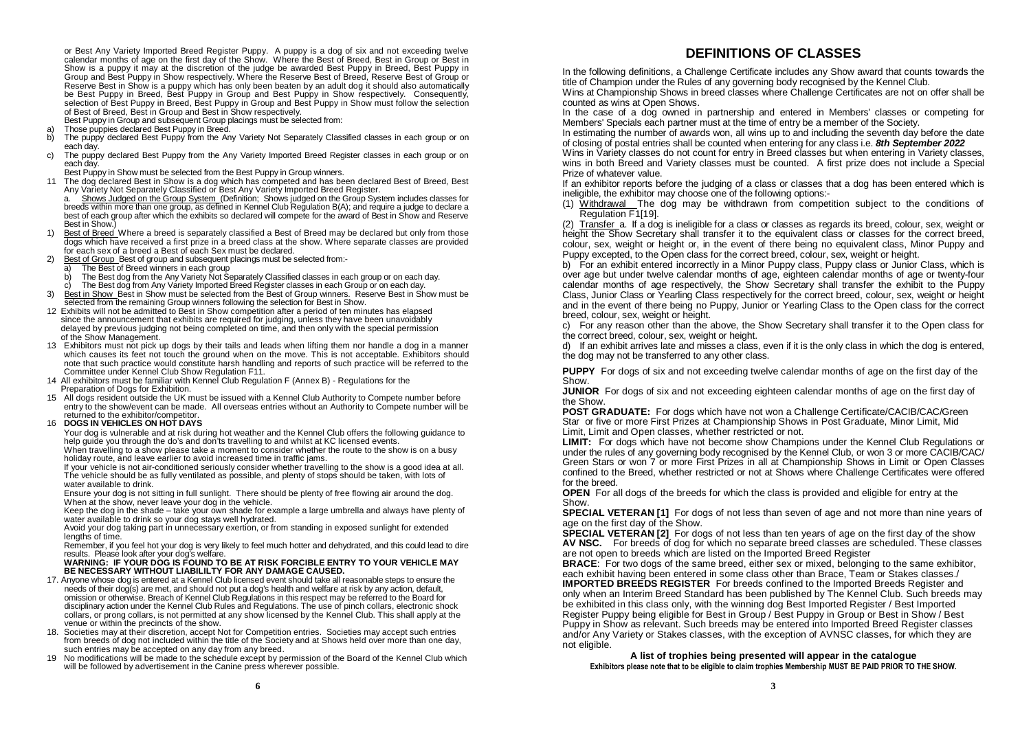or Best Any Variety Imported Breed Register Puppy. A puppy is a dog of six and not exceeding twelve calendar months of age on the first day of the Show. Where the Best of Breed, Best in Group or Best in Show is a puppy it may at the discretion of the judge be awarded Best Puppy in Breed, Best Puppy in Group and Best Puppy in Show respectively. Where the Reserve Best of Breed, Reserve Best of Group or Reserve Best in Show is a puppy which has only been beaten by an adult dog it should also automatically be Best Puppy in Breed, Best Puppy in Group and Best Puppy in Show respectively. Consequently, selection of Best Puppy in Breed, Best Puppy in Group and Best Puppy in Show must follow the selection of Best of Breed, Best in Group and Best in Show respectively.

Best Puppy in Group and subsequent Group placings must be selected from:

a) Those puppies declared Best Puppy in Breed.
b) The puppy declared Best Puppy from the Any Variety Not Separately Classified classes in each group or on each day.
c) The puppy declared Best Puppy from the Any Variety Imported Breed Register classes in each group or on each day.

Best Puppy in Show must be selected from the Best Puppy in Group winners.

11 The dog declared Best in Show is a dog which has competed and has been declared Best of Breed, Best Any Variety Not Separately Classified or Best Any Variety Imported Breed Register.

a. Shows Judged on the Group System (Definition; Shows judged on the Group System includes classes for breeds within more than one group, as defined in Kennel Club Regulation B(A); and require a judge to declare a best of each group after which the exhibits so declared will compete for the award of Best in Show and Reserve Best in Show.)

1) Best of Breed Where a breed is separately classified a Best of Breed may be declared but only from those dogs which have received a first prize in a breed class at the show. Where separate classes are provided for each sex of a breed a Best of each Sex must be declared.
2) Best of Group Best of group and subsequent placings must be selected from:-
   a) The Best of Breed winners in each group
   b) The Best dog from the Any Variety Not Separately Classified classes in each group or on each day.
   c) The Best dog from Any Variety Imported Breed Register classes in each Group or on each day.
3) Best in Show Best in Show must be selected from the Best of Group winners. Reserve Best in Show must be selected from the remaining Group winners following the selection for Best in Show.

12 Exhibits will not be admitted to Best in Show competition after a period of ten minutes has elapsed since the announcement that exhibits are required for judging, unless they have been unavoidably delayed by previous judging not being completed on time, and then only with the special permission of the Show Management.

13 Exhibitors must not pick up dogs by their tails and leads when lifting them nor handle a dog in a manner which causes its feet not touch the ground when on the move. This is not acceptable. Exhibitors should note that such practice would constitute harsh handling and reports of such practice will be referred to the Committee under Kennel Club Show Regulation F11.

14 All exhibitors must be familiar with Kennel Club Regulation F (Annex B) - Regulations for the Preparation of Dogs for Exhibition.

15 All dogs resident outside the UK must be issued with a Kennel Club Authority to Compete number before entry to the show/event can be made. All overseas entries without an Authority to Compete number will be returned to the exhibitor/competitor.

16 **DOGS IN VEHICLES ON HOT DAYS**

Your dog is vulnerable and at risk during hot weather and the Kennel Club offers the following guidance to help guide you through the do's and don'ts travelling to and whilst at KC licensed events.

When travelling to a show please take a moment to consider whether the route to the show is on a busy holiday route, and leave earlier to avoid increased time in traffic jams.

If your vehicle is not air-conditioned seriously consider whether travelling to the show is a good idea at all. The vehicle should be as fully ventilated as possible, and plenty of stops should be taken, with lots of water available to drink.

Ensure your dog is not sitting in full sunlight. There should be plenty of free flowing air around the dog. When at the show, never leave your dog in the vehicle.

Keep the dog in the shade – take your own shade for example a large umbrella and always have plenty of water available to drink so your dog stays well hydrated.

Avoid your dog taking part in unnecessary exertion, or from standing in exposed sunlight for extended lengths of time.

Remember, if you feel hot your dog is very likely to feel much hotter and dehydrated, and this could lead to dire results. Please look after your dog's welfare.

**WARNING: IF YOUR DOG IS FOUND TO BE AT RISK FORCIBLE ENTRY TO YOUR VEHICLE MAY BE NECESSARY WITHOUT LIABILILTY FOR ANY DAMAGE CAUSED.**

17. Anyone whose dog is entered at a Kennel Club licensed event should take all reasonable steps to ensure the needs of their dog(s) are met, and should not put a dog's health and welfare at risk by any action, default, omission or otherwise. Breach of Kennel Club Regulations in this respect may be referred to the Board for disciplinary action under the Kennel Club Rules and Regulations. The use of pinch collars, electronic shock collars, or prong collars, is not permitted at any show licensed by the Kennel Club. This shall apply at the venue or within the precincts of the show.

18. Societies may at their discretion, accept Not for Competition entries. Societies may accept such entries from breeds of dog not included within the title of the Society and at Shows held over more than one day, such entries may be accepted on any day from any breed.

19 No modifications will be made to the schedule except by permission of the Board of the Kennel Club which will be followed by advertisement in the Canine press wherever possible.

# DEFINITIONS OF CLASSES

In the following definitions, a Challenge Certificate includes any Show award that counts towards the title of Champion under the Rules of any governing body recognised by the Kennel Club.

Wins at Championship Shows in breed classes where Challenge Certificates are not on offer shall be counted as wins at Open Shows.

In the case of a dog owned in partnership and entered in Members' classes or competing for Members' Specials each partner must at the time of entry be a member of the Society.

In estimating the number of awards won, all wins up to and including the seventh day before the date of closing of postal entries shall be counted when entering for any class i.e. ***8th September 2022***

Wins in Variety classes do not count for entry in Breed classes but when entering in Variety classes, wins in both Breed and Variety classes must be counted. A first prize does not include a Special Prize of whatever value.

If an exhibitor reports before the judging of a class or classes that a dog has been entered which is ineligible, the exhibitor may choose one of the following options:-

(1) Withdrawal The dog may be withdrawn from competition subject to the conditions of Regulation F1[19].

(2) Transfer a. If a dog is ineligible for a class or classes as regards its breed, colour, sex, weight or height the Show Secretary shall transfer it to the equivalent class or classes for the correct breed, colour, sex, weight or height or, in the event of there being no equivalent class, Minor Puppy and Puppy excepted, to the Open class for the correct breed, colour, sex, weight or height.

b) For an exhibit entered incorrectly in a Minor Puppy class, Puppy class or Junior Class, which is over age but under twelve calendar months of age, eighteen calendar months of age or twenty-four calendar months of age respectively, the Show Secretary shall transfer the exhibit to the Puppy Class, Junior Class or Yearling Class respectively for the correct breed, colour, sex, weight or height and in the event of there being no Puppy, Junior or Yearling Class to the Open class for the correct breed, colour, sex, weight or height.

c) For any reason other than the above, the Show Secretary shall transfer it to the Open class for the correct breed, colour, sex, weight or height.

d) If an exhibit arrives late and misses a class, even if it is the only class in which the dog is entered, the dog may not be transferred to any other class.

**PUPPY** For dogs of six and not exceeding twelve calendar months of age on the first day of the Show.

**JUNIOR** For dogs of six and not exceeding eighteen calendar months of age on the first day of the Show.

**POST GRADUATE:** For dogs which have not won a Challenge Certificate/CACIB/CAC/Green Star or five or more First Prizes at Championship Shows in Post Graduate, Minor Limit, Mid Limit, Limit and Open classes, whether restricted or not.

**LIMIT:** For dogs which have not become show Champions under the Kennel Club Regulations or under the rules of any governing body recognised by the Kennel Club, or won 3 or more CACIB/CAC/ Green Stars or won 7 or more First Prizes in all at Championship Shows in Limit or Open Classes confined to the Breed, whether restricted or not at Shows where Challenge Certificates were offered for the breed.

**OPEN** For all dogs of the breeds for which the class is provided and eligible for entry at the Show.

**SPECIAL VETERAN [1]** For dogs of not less than seven of age and not more than nine years of age on the first day of the Show.

**SPECIAL VETERAN [2]** For dogs of not less than ten years of age on the first day of the show

**AV NSC.** For breeds of dog for which no separate breed classes are scheduled. These classes are not open to breeds which are listed on the Imported Breed Register

**BRACE**: For two dogs of the same breed, either sex or mixed, belonging to the same exhibitor, each exhibit having been entered in some class other than Brace, Team or Stakes classes./

**IMPORTED BREEDS REGISTER** For breeds confined to the Imported Breeds Register and only when an Interim Breed Standard has been published by The Kennel Club. Such breeds may be exhibited in this class only, with the winning dog Best Imported Register / Best Imported Register Puppy being eligible for Best in Group / Best Puppy in Group or Best in Show / Best Puppy in Show as relevant. Such breeds may be entered into Imported Breed Register classes and/or Any Variety or Stakes classes, with the exception of AVNSC classes, for which they are not eligible.

**A list of trophies being presented will appear in the catalogue**

**Exhibitors please note that to be eligible to claim trophies Membership MUST BE PAID PRIOR TO THE SHOW.**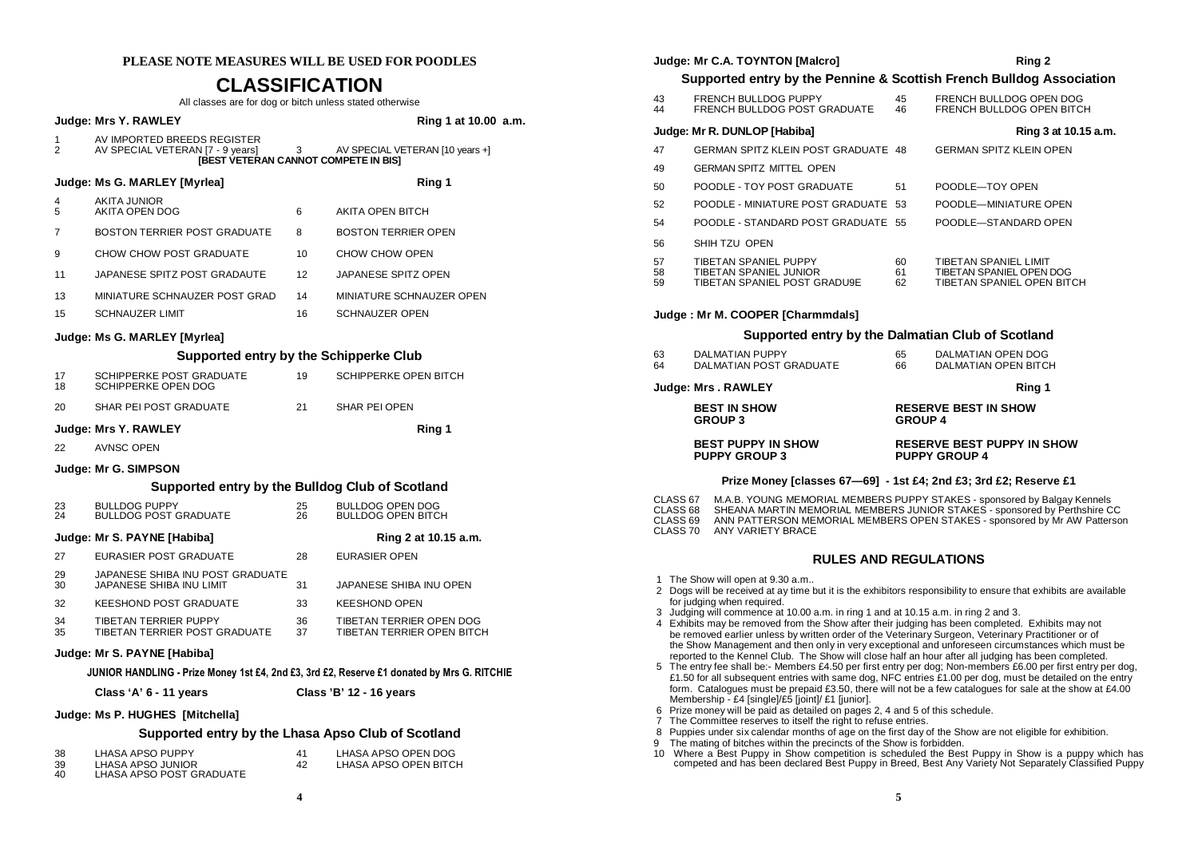**PLEASE NOTE MEASURES WILL BE USED FOR POODLES**

# CLASSIFICATION

All classes are for dog or bitch unless stated otherwise

**Judge: Mrs Y. RAWLEY** — **Ring 1 at 10.00 a.m.**

1 AV IMPORTED BREEDS REGISTER
2 AV SPECIAL VETERAN [7 - 9 years] — 3 AV SPECIAL VETERAN [10 years +]

**[BEST VETERAN CANNOT COMPETE IN BIS]**

**Judge: Ms G. MARLEY [Myrlea]** — **Ring 1**

4 AKITA JUNIOR
5 AKITA OPEN DOG — 6 AKITA OPEN BITCH
7 BOSTON TERRIER POST GRADUATE — 8 BOSTON TERRIER OPEN
9 CHOW CHOW POST GRADUATE — 10 CHOW CHOW OPEN
11 JAPANESE SPITZ POST GRADUATE — 12 JAPANESE SPITZ OPEN
13 MINIATURE SCHNAUZER POST GRAD — 14 MINIATURE SCHNAUZER OPEN
15 SCHNAUZER LIMIT — 16 SCHNAUZER OPEN

**Judge: Ms G. MARLEY [Myrlea]**

### Supported entry by the Schipperke Club

17 SCHIPPERKE POST GRADUATE — 19 SCHIPPERKE OPEN BITCH
18 SCHIPPERKE OPEN DOG
20 SHAR PEI POST GRADUATE — 21 SHAR PEI OPEN

**Judge: Mrs Y. RAWLEY** — **Ring 1**

22 AVNSC OPEN

**Judge: Mr G. SIMPSON**

### Supported entry by the Bulldog Club of Scotland

23 BULLDOG PUPPY — 25 BULLDOG OPEN DOG
24 BULLDOG POST GRADUATE — 26 BULLDOG OPEN BITCH

**Judge: Mr S. PAYNE [Habiba]** — **Ring 2 at 10.15 a.m.**

27 EURASIER POST GRADUATE — 28 EURASIER OPEN
29 JAPANESE SHIBA INU POST GRADUATE
30 JAPANESE SHIBA INU LIMIT — 31 JAPANESE SHIBA INU OPEN
32 KEESHOND POST GRADUATE — 33 KEESHOND OPEN
34 TIBETAN TERRIER PUPPY — 36 TIBETAN TERRIER OPEN DOG
35 TIBETAN TERRIER POST GRADUATE — 37 TIBETAN TERRIER OPEN BITCH

**Judge: Mr S. PAYNE [Habiba]**

**JUNIOR HANDLING - Prize Money 1st £4, 2nd £3, 3rd £2, Reserve £1 donated by Mrs G. RITCHIE**

**Class 'A' 6 - 11 years** — **Class 'B' 12 - 16 years**

**Judge: Ms P. HUGHES [Mitchella]**

### Supported entry by the Lhasa Apso Club of Scotland

38 LHASA APSO PUPPY — 41 LHASA APSO OPEN DOG
39 LHASA APSO JUNIOR — 42 LHASA APSO OPEN BITCH
40 LHASA APSO POST GRADUATE

**Judge: Mr C.A. TOYNTON [Malcro]** — **Ring 2**

### Supported entry by the Pennine & Scottish French Bulldog Association

43 FRENCH BULLDOG PUPPY — 45 FRENCH BULLDOG OPEN DOG
44 FRENCH BULLDOG POST GRADUATE — 46 FRENCH BULLDOG OPEN BITCH

**Judge: Mr R. DUNLOP [Habiba]** — **Ring 3 at 10.15 a.m.**

47 GERMAN SPITZ KLEIN POST GRADUATE — 48 GERMAN SPITZ KLEIN OPEN
49 GERMAN SPITZ MITTEL OPEN
50 POODLE - TOY POST GRADUATE — 51 POODLE—TOY OPEN
52 POODLE - MINIATURE POST GRADUATE — 53 POODLE—MINIATURE OPEN
54 POODLE - STANDARD POST GRADUATE — 55 POODLE—STANDARD OPEN
56 SHIH TZU OPEN
57 TIBETAN SPANIEL PUPPY — 60 TIBETAN SPANIEL LIMIT
58 TIBETAN SPANIEL JUNIOR — 61 TIBETAN SPANIEL OPEN DOG
59 TIBETAN SPANIEL POST GRADU9E — 62 TIBETAN SPANIEL OPEN BITCH

**Judge : Mr M. COOPER [Charmmdals]**

### Supported entry by the Dalmatian Club of Scotland

63 DALMATIAN PUPPY — 65 DALMATIAN OPEN DOG
64 DALMATIAN POST GRADUATE — 66 DALMATIAN OPEN BITCH

**Judge: Mrs . RAWLEY** — **Ring 1**

**BEST IN SHOW** — **RESERVE BEST IN SHOW**
**GROUP 3** — **GROUP 4**

**BEST PUPPY IN SHOW** — **RESERVE BEST PUPPY IN SHOW**
**PUPPY GROUP 3** — **PUPPY GROUP 4**

**Prize Money [classes 67—69] - 1st £4; 2nd £3; 3rd £2; Reserve £1**

CLASS 67 M.A.B. YOUNG MEMORIAL MEMBERS PUPPY STAKES - sponsored by Balgay Kennels
CLASS 68 SHEANA MARTIN MEMORIAL MEMBERS JUNIOR STAKES - sponsored by Perthshire CC
CLASS 69 ANN PATTERSON MEMORIAL MEMBERS OPEN STAKES - sponsored by Mr AW Patterson
CLASS 70 ANY VARIETY BRACE

## RULES AND REGULATIONS

1 The Show will open at 9.30 a.m..
2 Dogs will be received at any time but it is the exhibitors responsibility to ensure that exhibits are available for judging when required.
3 Judging will commence at 10.00 a.m. in ring 1 and at 10.15 a.m. in ring 2 and 3.
4 Exhibits may be removed from the Show after their judging has been completed. Exhibits may not be removed earlier unless by written order of the Veterinary Surgeon, Veterinary Practitioner or of the Show Management and then only in very exceptional and unforeseen circumstances which must be reported to the Kennel Club. The Show will close half an hour after all judging has been completed.
5 The entry fee shall be:- Members £4.50 per first entry per dog; Non-members £6.00 per first entry per dog, £1.50 for all subsequent entries with same dog, NFC entries £1.00 per dog, must be detailed on the entry form. Catalogues must be prepaid £3.50, there will not be a few catalogues for sale at the show at £4.00 Membership - £4 [single]/£5 [joint]/ £1 [junior].
6 Prize money will be paid as detailed on pages 2, 4 and 5 of this schedule.
7 The Committee reserves to itself the right to refuse entries.
8 Puppies under six calendar months of age on the first day of the Show are not eligible for exhibition.
9 The mating of bitches within the precincts of the Show is forbidden.
10 Where a Best Puppy in Show competition is scheduled the Best Puppy in Show is a puppy which has competed and has been declared Best Puppy in Breed, Best Any Variety Not Separately Classified Puppy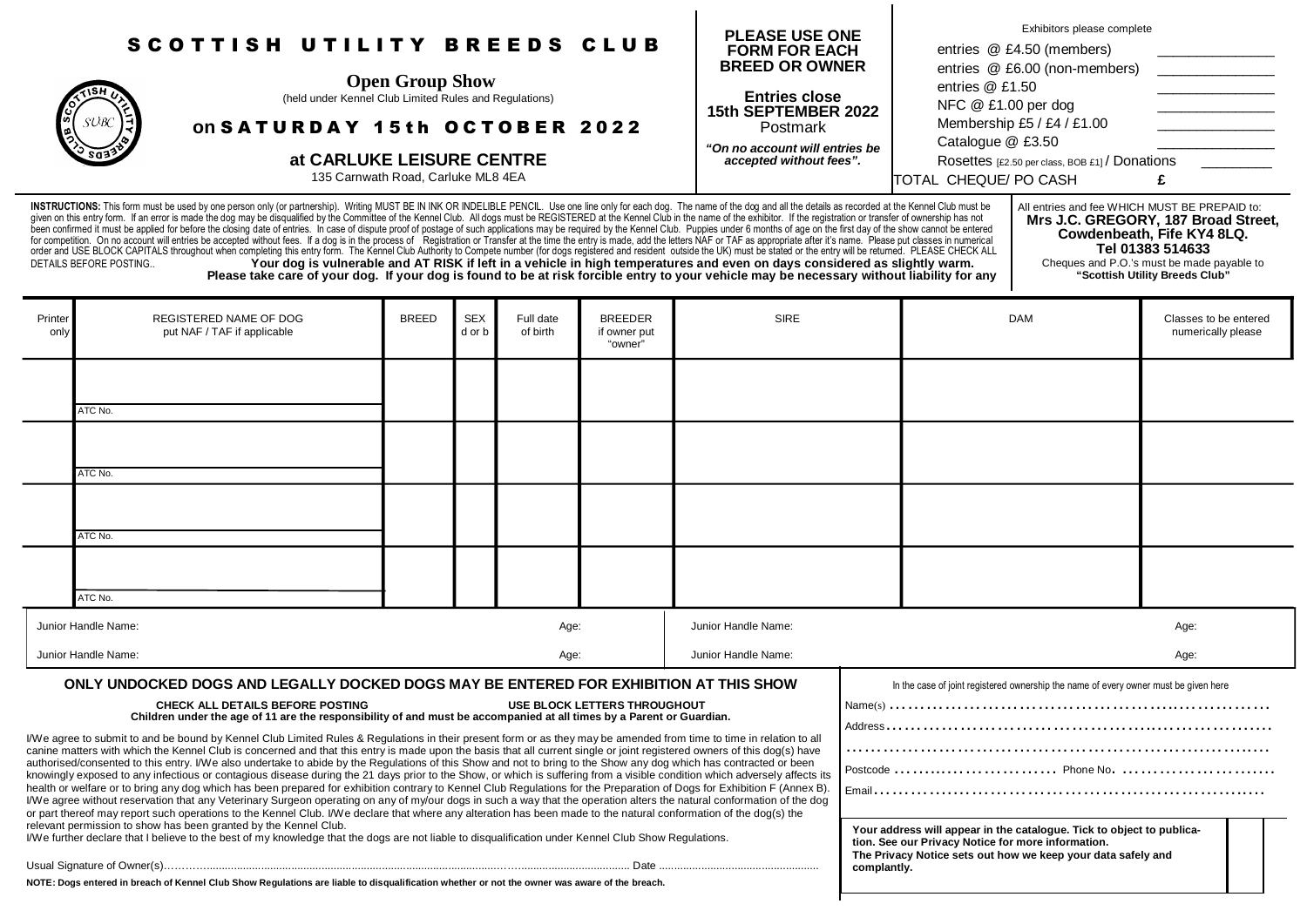# SCOTTISH UTILITY BREEDS CLUB

**Open Group Show**

(held under Kennel Club Limited Rules and Regulations)

**on SATURDAY 15th OCTOBER 2022**

**at CARLUKE LEISURE CENTRE**

135 Carnwath Road, Carluke ML8 4EA

**PLEASE USE ONE FORM FOR EACH BREED OR OWNER**

**Entries close 15th SEPTEMBER 2022**
Postmark

***"On no account will entries be accepted without fees".***

Exhibitors please complete

| | |
|---|---|
| entries @ £4.50 (members) | ______________ |
| entries @ £6.00 (non-members) | ______________ |
| entries @ £1.50 | ______________ |
| NFC @ £1.00 per dog | ______________ |
| Membership £5 / £4 / £1.00 | ______________ |
| Catalogue @ £3.50 | ______________ |
| Rosettes [£2.50 per class, BOB £1] / Donations | ________ |
| TOTAL CHEQUE/ PO CASH | £ |

**INSTRUCTIONS:** This form must be used by one person only (or partnership). Writing MUST BE IN INK OR INDELIBLE PENCIL. Use one line only for each dog. The name of the dog and all the details as recorded at the Kennel Club must be given on this entry form. If an error is made the dog may be disqualified by the Committee of the Kennel Club. All dogs must be REGISTERED at the Kennel Club in the name of the exhibitor. If the registration or transfer of ownership has not been confirmed it must be applied for before the closing date of entries. In case of dispute proof of postage of such applications may be required by the Kennel Club. Puppies under 6 months of age on the first day of the show cannot be entered for competition. On no account will entries be accepted without fees. If a dog is in the process of Registration or Transfer at the time the entry is made, add the letters NAF or TAF as appropriate after it's name. Please put classes in numerical order and USE BLOCK CAPITALS throughout when completing this entry form. The Kennel Club Authority to Compete number (for dogs registered and resident outside the UK) must be stated or the entry will be returned. PLEASE CHECK ALL DETAILS BEFORE POSTING.. **Your dog is vulnerable and AT RISK if left in a vehicle in high temperatures and even on days considered as slightly warm. Please take care of your dog. If your dog is found to be at risk forcible entry to your vehicle may be necessary without liability for any**

All entries and fee WHICH MUST BE PREPAID to:
**Mrs J.C. GREGORY, 187 Broad Street, Cowdenbeath, Fife KY4 8LQ.**
**Tel 01383 514633**
Cheques and P.O.'s must be made payable to **"Scottish Utility Breeds Club"**

| Printer only | REGISTERED NAME OF DOG put NAF / TAF if applicable | BREED | SEX d or b | Full date of birth | BREEDER if owner put "owner" | SIRE | DAM | Classes to be entered numerically please |
|---|---|---|---|---|---|---|---|---|
| | <br>ATC No. | | | | | | | |
| | <br>ATC No. | | | | | | | |
| | <br>ATC No. | | | | | | | |
| | <br>ATC No. | | | | | | | |

| | | | |
|---|---|---|---|
| Junior Handle Name: | Age: | Junior Handle Name: | Age: |
| Junior Handle Name: | Age: | Junior Handle Name: | Age: |

## ONLY UNDOCKED DOGS AND LEGALLY DOCKED DOGS MAY BE ENTERED FOR EXHIBITION AT THIS SHOW

**CHECK ALL DETAILS BEFORE POSTING** **USE BLOCK LETTERS THROUGHOUT**

**Children under the age of 11 are the responsibility of and must be accompanied at all times by a Parent or Guardian.**

I/We agree to submit to and be bound by Kennel Club Limited Rules & Regulations in their present form or as they may be amended from time to time in relation to all canine matters with which the Kennel Club is concerned and that this entry is made upon the basis that all current single or joint registered owners of this dog(s) have authorised/consented to this entry. I/We also undertake to abide by the Regulations of this Show and not to bring to the Show any dog which has contracted or been knowingly exposed to any infectious or contagious disease during the 21 days prior to the Show, or which is suffering from a visible condition which adversely affects its health or welfare or to bring any dog which has been prepared for exhibition contrary to Kennel Club Regulations for the Preparation of Dogs for Exhibition F (Annex B). I/We agree without reservation that any Veterinary Surgeon operating on any of my/our dogs in such a way that the operation alters the natural conformation of the dog or part thereof may report such operations to the Kennel Club. I/We declare that where any alteration has been made to the natural conformation of the dog(s) the relevant permission to show has been granted by the Kennel Club.
I/We further declare that I believe to the best of my knowledge that the dogs are not liable to disqualification under Kennel Club Show Regulations.

Usual Signature of Owner(s)........................................................................ Date ....................................................

**NOTE: Dogs entered in breach of Kennel Club Show Regulations are liable to disqualification whether or not the owner was aware of the breach.**

In the case of joint registered ownership the name of every owner must be given here

Name(s) ..............................................................

Address..............................................................

..............................................................

Postcode .......................... Phone No. ..........................

Email..............................................................

**Your address will appear in the catalogue. Tick to object to publication. See our Privacy Notice for more information. The Privacy Notice sets out how we keep your data safely and complantly.**